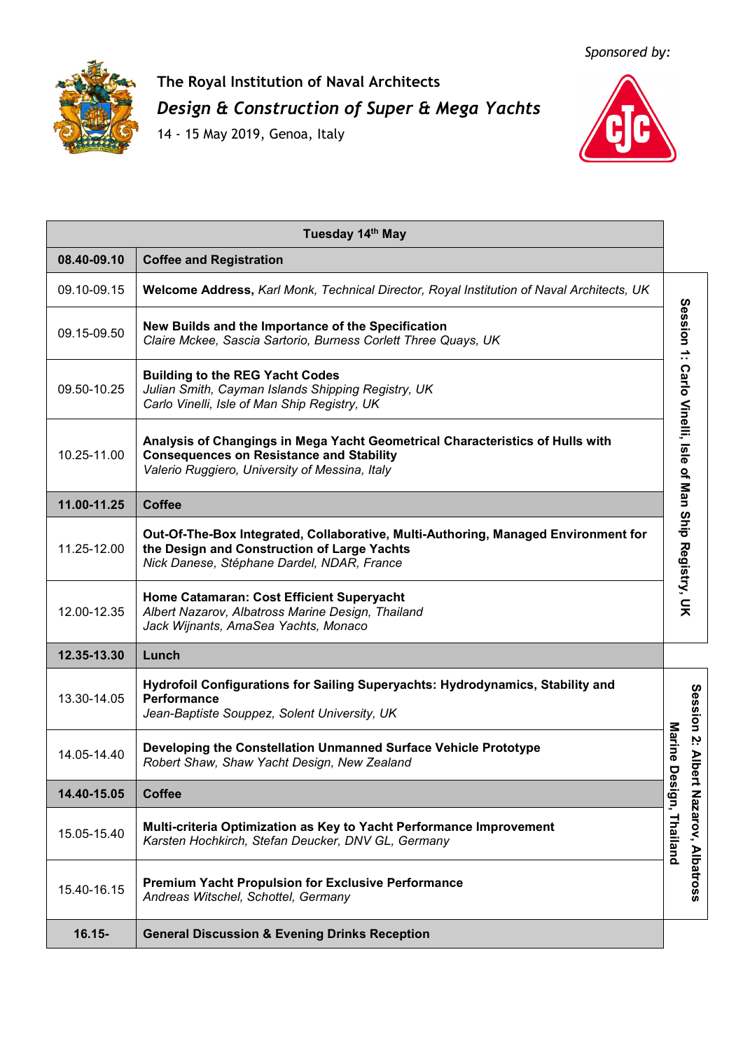*Sponsored by:*

# The Royal Institution of Naval Architects

## *Design & Construction of Super & Mega Yachts*

14 - 15 May 2019, Genoa, Italy

| Tuesday 14th May | | |
|---|---|---|
| **08.40-09.10** | **Coffee and Registration** | |
| 09.10-09.15 | **Welcome Address,** *Karl Monk, Technical Director, Royal Institution of Naval Architects, UK* | **Session 1: Carlo Vinelli, Isle of Man Ship Registry, UK** |
| 09.15-09.50 | **New Builds and the Importance of the Specification**<br>*Claire Mckee, Sascia Sartorio, Burness Corlett Three Quays, UK* | |
| 09.50-10.25 | **Building to the REG Yacht Codes**<br>*Julian Smith, Cayman Islands Shipping Registry, UK*<br>*Carlo Vinelli, Isle of Man Ship Registry, UK* | |
| 10.25-11.00 | **Analysis of Changings in Mega Yacht Geometrical Characteristics of Hulls with Consequences on Resistance and Stability**<br>*Valerio Ruggiero, University of Messina, Italy* | |
| **11.00-11.25** | **Coffee** | |
| 11.25-12.00 | **Out-Of-The-Box Integrated, Collaborative, Multi-Authoring, Managed Environment for the Design and Construction of Large Yachts**<br>*Nick Danese, Stéphane Dardel, NDAR, France* | |
| 12.00-12.35 | **Home Catamaran: Cost Efficient Superyacht**<br>*Albert Nazarov, Albatross Marine Design, Thailand*<br>*Jack Wijnants, AmaSea Yachts, Monaco* | |
| **12.35-13.30** | **Lunch** | |
| 13.30-14.05 | **Hydrofoil Configurations for Sailing Superyachts: Hydrodynamics, Stability and Performance**<br>*Jean-Baptiste Souppez, Solent University, UK* | **Session 2: Albert Nazarov, Albatross Marine Design, Thailand** |
| 14.05-14.40 | **Developing the Constellation Unmanned Surface Vehicle Prototype**<br>*Robert Shaw, Shaw Yacht Design, New Zealand* | |
| **14.40-15.05** | **Coffee** | |
| 15.05-15.40 | **Multi-criteria Optimization as Key to Yacht Performance Improvement**<br>*Karsten Hochkirch, Stefan Deucker, DNV GL, Germany* | |
| 15.40-16.15 | **Premium Yacht Propulsion for Exclusive Performance**<br>*Andreas Witschel, Schottel, Germany* | |
| **16.15-** | **General Discussion & Evening Drinks Reception** | |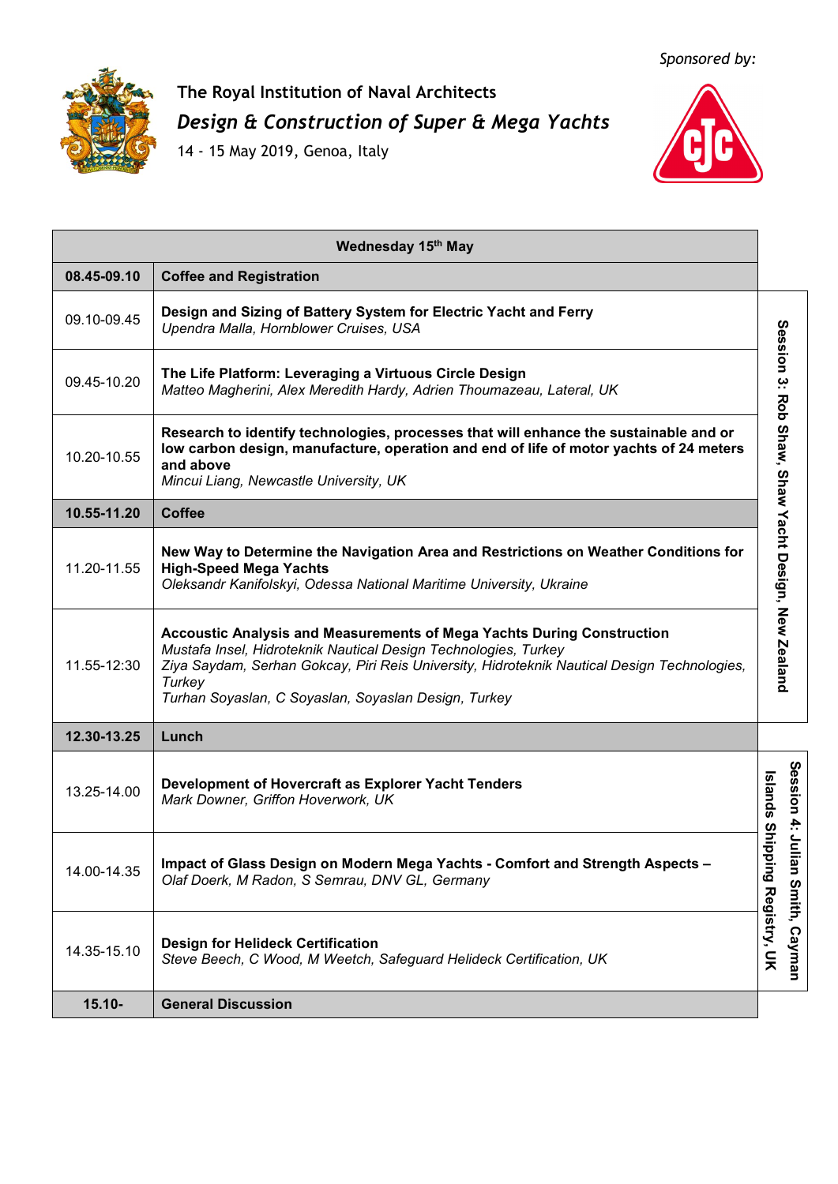*Sponsored by:*

**The Royal Institution of Naval Architects**

***Design & Construction of Super & Mega Yachts***

14 - 15 May 2019, Genoa, Italy

| **Wednesday 15th May** | | |
|---|---|---|
| **08.45-09.10** | **Coffee and Registration** | |
| 09.10-09.45 | **Design and Sizing of Battery System for Electric Yacht and Ferry**<br>*Upendra Malla, Hornblower Cruises, USA* | **Session 3: Rob Shaw, Shaw Yacht Design, New Zealand** |
| 09.45-10.20 | **The Life Platform: Leveraging a Virtuous Circle Design**<br>*Matteo Magherini, Alex Meredith Hardy, Adrien Thoumazeau, Lateral, UK* | |
| 10.20-10.55 | **Research to identify technologies, processes that will enhance the sustainable and or low carbon design, manufacture, operation and end of life of motor yachts of 24 meters and above**<br>*Mincui Liang, Newcastle University, UK* | |
| **10.55-11.20** | **Coffee** | |
| 11.20-11.55 | **New Way to Determine the Navigation Area and Restrictions on Weather Conditions for High-Speed Mega Yachts**<br>*Oleksandr Kanifolskyi, Odessa National Maritime University, Ukraine* | |
| 11.55-12:30 | **Accoustic Analysis and Measurements of Mega Yachts During Construction**<br>*Mustafa Insel, Hidroteknik Nautical Design Technologies, Turkey*<br>*Ziya Saydam, Serhan Gokcay, Piri Reis University, Hidroteknik Nautical Design Technologies, Turkey*<br>*Turhan Soyaslan, C Soyaslan, Soyaslan Design, Turkey* | |
| **12.30-13.25** | **Lunch** | |
| 13.25-14.00 | **Development of Hovercraft as Explorer Yacht Tenders**<br>*Mark Downer, Griffon Hoverwork, UK* | **Session 4: Julian Smith, Cayman Islands Shipping Registry, UK** |
| 14.00-14.35 | **Impact of Glass Design on Modern Mega Yachts - Comfort and Strength Aspects –**<br>*Olaf Doerk, M Radon, S Semrau, DNV GL, Germany* | |
| 14.35-15.10 | **Design for Helideck Certification**<br>*Steve Beech, C Wood, M Weetch, Safeguard Helideck Certification, UK* | |
| **15.10-** | **General Discussion** | |